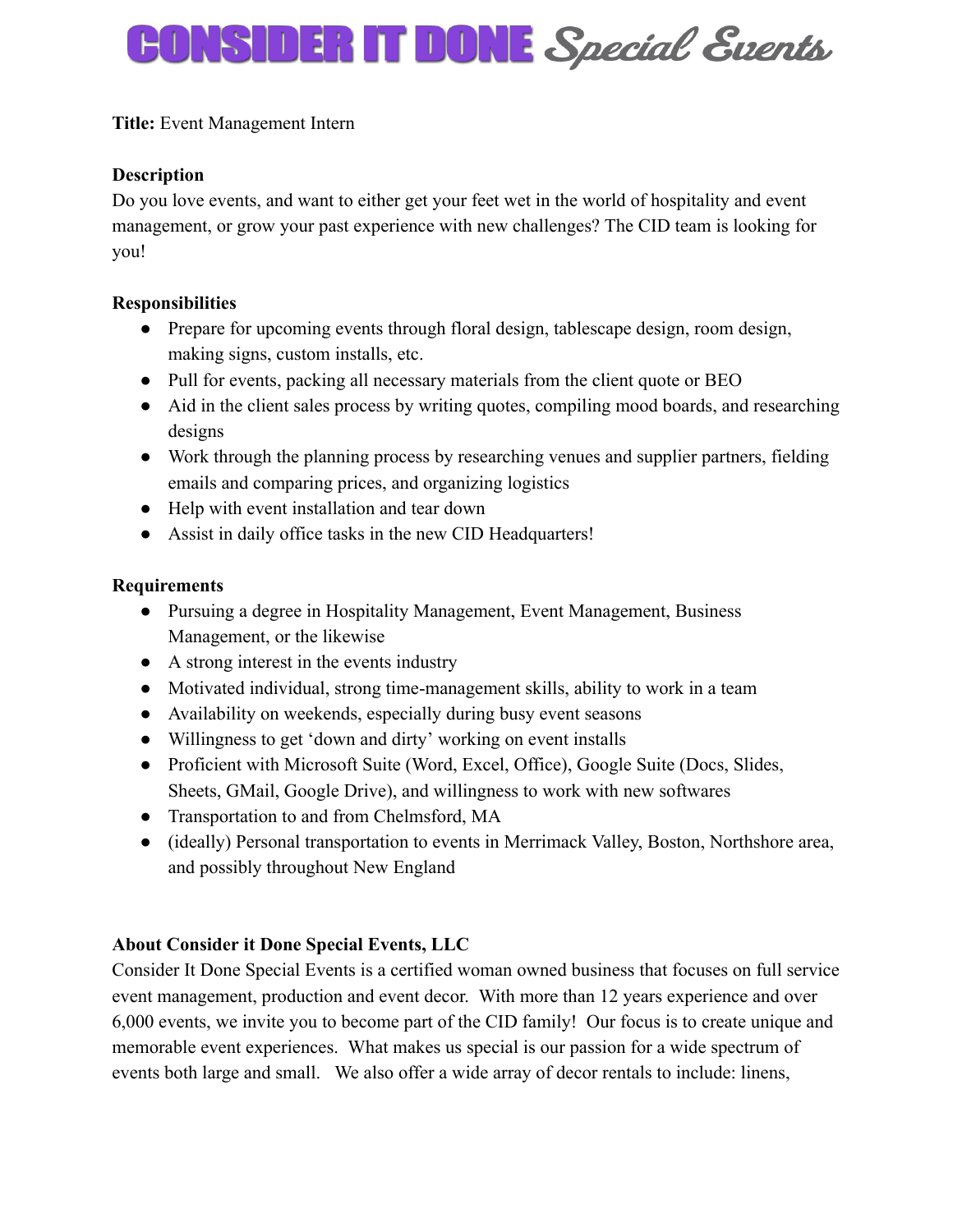# CONSIDER IT DONE *Special Events*

**Title:** Event Management Intern

**Description**

Do you love events, and want to either get your feet wet in the world of hospitality and event management, or grow your past experience with new challenges? The CID team is looking for you!

**Responsibilities**

- Prepare for upcoming events through floral design, tablescape design, room design, making signs, custom installs, etc.
- Pull for events, packing all necessary materials from the client quote or BEO
- Aid in the client sales process by writing quotes, compiling mood boards, and researching designs
- Work through the planning process by researching venues and supplier partners, fielding emails and comparing prices, and organizing logistics
- Help with event installation and tear down
- Assist in daily office tasks in the new CID Headquarters!

**Requirements**

- Pursuing a degree in Hospitality Management, Event Management, Business Management, or the likewise
- A strong interest in the events industry
- Motivated individual, strong time-management skills, ability to work in a team
- Availability on weekends, especially during busy event seasons
- Willingness to get 'down and dirty' working on event installs
- Proficient with Microsoft Suite (Word, Excel, Office), Google Suite (Docs, Slides, Sheets, GMail, Google Drive), and willingness to work with new softwares
- Transportation to and from Chelmsford, MA
- (ideally) Personal transportation to events in Merrimack Valley, Boston, Northshore area, and possibly throughout New England

**About Consider it Done Special Events, LLC**

Consider It Done Special Events is a certified woman owned business that focuses on full service event management, production and event decor. With more than 12 years experience and over 6,000 events, we invite you to become part of the CID family! Our focus is to create unique and memorable event experiences. What makes us special is our passion for a wide spectrum of events both large and small. We also offer a wide array of decor rentals to include: linens,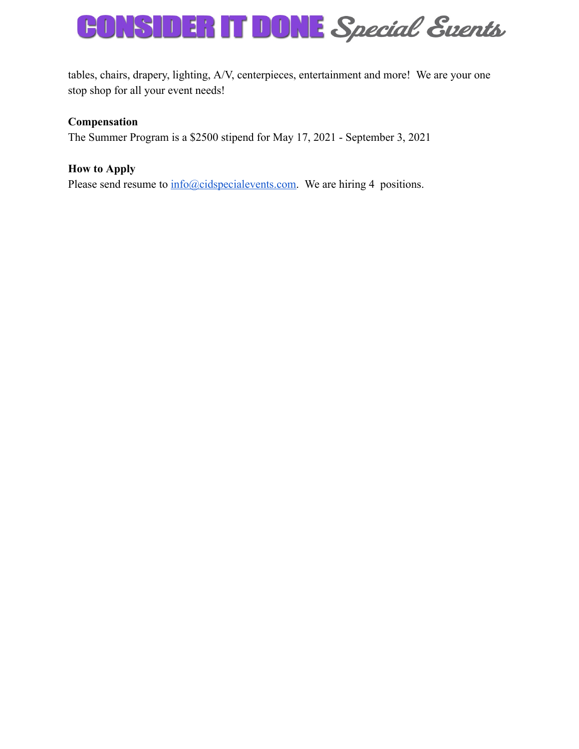tables, chairs, drapery, lighting, A/V, centerpieces, entertainment and more!  We are your one stop shop for all your event needs!

**Compensation**

The Summer Program is a $2500 stipend for May 17, 2021 - September 3, 2021

**How to Apply**

Please send resume to info@cidspecialevents.com.  We are hiring 4  positions.